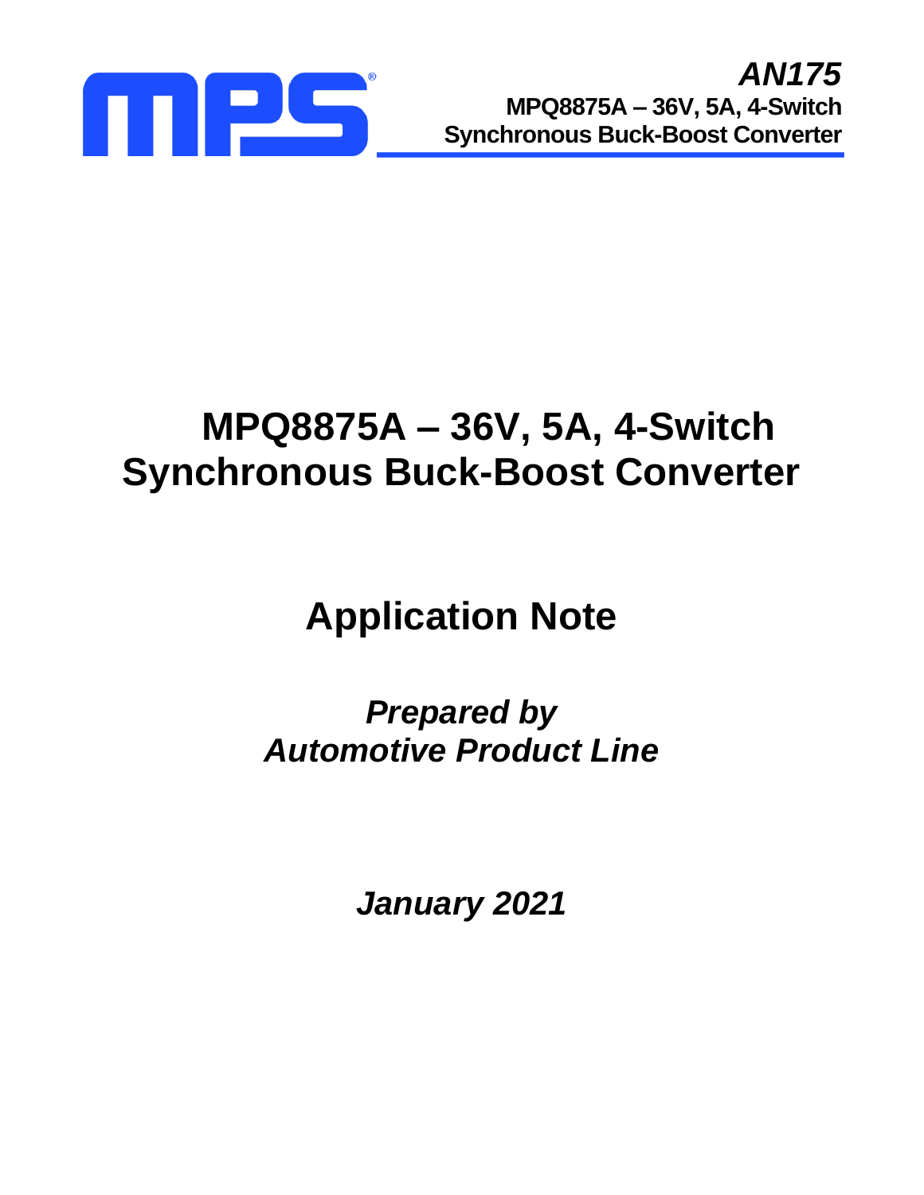# MPQ8875A – 36V, 5A, 4-Switch Synchronous Buck-Boost Converter

## Application Note

***Prepared by***
***Automotive Product Line***

***January 2021***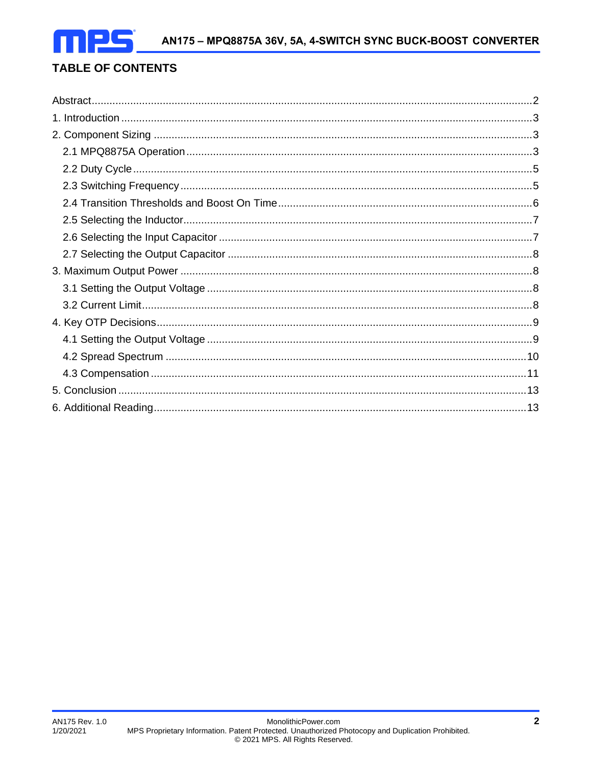## TABLE OF CONTENTS

Abstract ........................................................................ 2
1. Introduction ........................................................................ 3
2. Component Sizing ........................................................................ 3
  2.1 MPQ8875A Operation ........................................................................ 3
  2.2 Duty Cycle ........................................................................ 5
  2.3 Switching Frequency ........................................................................ 5
  2.4 Transition Thresholds and Boost On Time ........................................................................ 6
  2.5 Selecting the Inductor ........................................................................ 7
  2.6 Selecting the Input Capacitor ........................................................................ 7
  2.7 Selecting the Output Capacitor ........................................................................ 8
3. Maximum Output Power ........................................................................ 8
  3.1 Setting the Output Voltage ........................................................................ 8
  3.2 Current Limit ........................................................................ 8
4. Key OTP Decisions ........................................................................ 9
  4.1 Setting the Output Voltage ........................................................................ 9
  4.2 Spread Spectrum ........................................................................ 10
  4.3 Compensation ........................................................................ 11
5. Conclusion ........................................................................ 13
6. Additional Reading ........................................................................ 13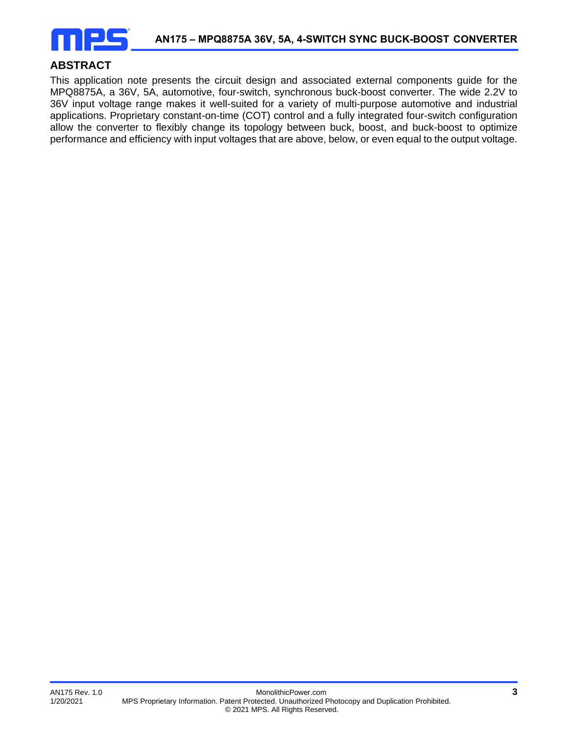## ABSTRACT

This application note presents the circuit design and associated external components guide for the MPQ8875A, a 36V, 5A, automotive, four-switch, synchronous buck-boost converter. The wide 2.2V to 36V input voltage range makes it well-suited for a variety of multi-purpose automotive and industrial applications. Proprietary constant-on-time (COT) control and a fully integrated four-switch configuration allow the converter to flexibly change its topology between buck, boost, and buck-boost to optimize performance and efficiency with input voltages that are above, below, or even equal to the output voltage.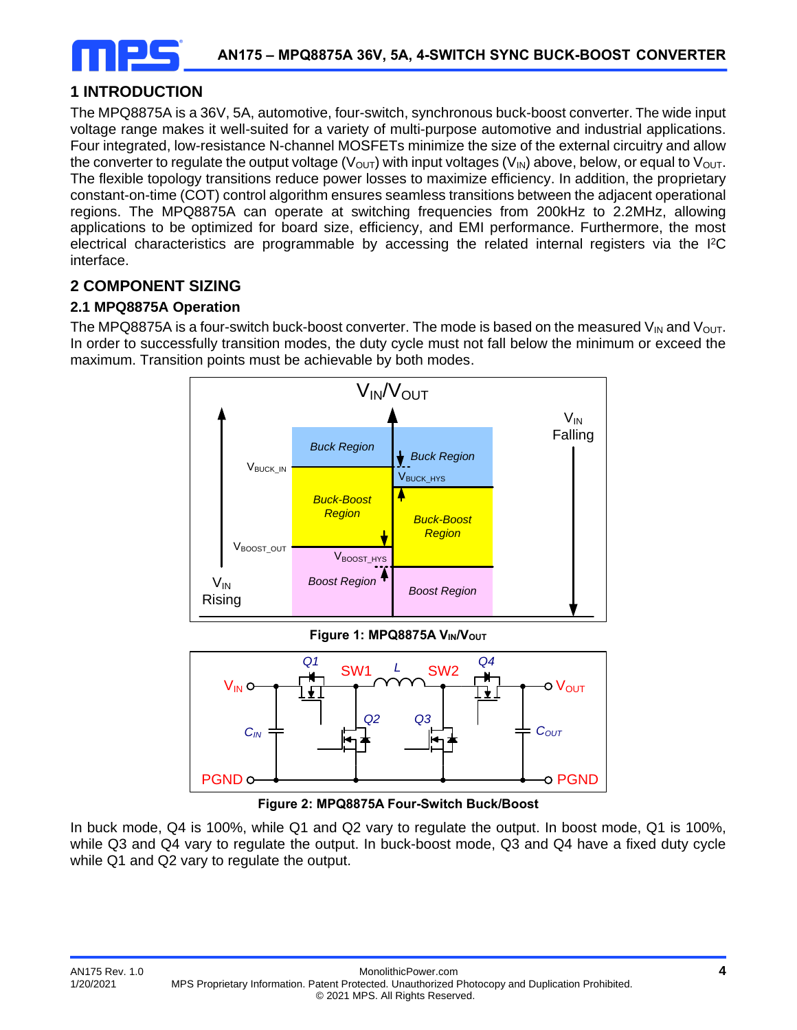# 1 INTRODUCTION

The MPQ8875A is a 36V, 5A, automotive, four-switch, synchronous buck-boost converter. The wide input voltage range makes it well-suited for a variety of multi-purpose automotive and industrial applications. Four integrated, low-resistance N-channel MOSFETs minimize the size of the external circuitry and allow the converter to regulate the output voltage ($V_{OUT}$) with input voltages ($V_{IN}$) above, below, or equal to $V_{OUT}$. The flexible topology transitions reduce power losses to maximize efficiency. In addition, the proprietary constant-on-time (COT) control algorithm ensures seamless transitions between the adjacent operational regions. The MPQ8875A can operate at switching frequencies from 200kHz to 2.2MHz, allowing applications to be optimized for board size, efficiency, and EMI performance. Furthermore, the most electrical characteristics are programmable by accessing the related internal registers via the $I^2C$ interface.

# 2 COMPONENT SIZING

## 2.1 MPQ8875A Operation

The MPQ8875A is a four-switch buck-boost converter. The mode is based on the measured $V_{IN}$ and $V_{OUT}$. In order to successfully transition modes, the duty cycle must not fall below the minimum or exceed the maximum. Transition points must be achievable by both modes.

**Figure 1: MPQ8875A $V_{IN}/V_{OUT}$**

**Figure 2: MPQ8875A Four-Switch Buck/Boost**

In buck mode, Q4 is 100%, while Q1 and Q2 vary to regulate the output. In boost mode, Q1 is 100%, while Q3 and Q4 vary to regulate the output. In buck-boost mode, Q3 and Q4 have a fixed duty cycle while Q1 and Q2 vary to regulate the output.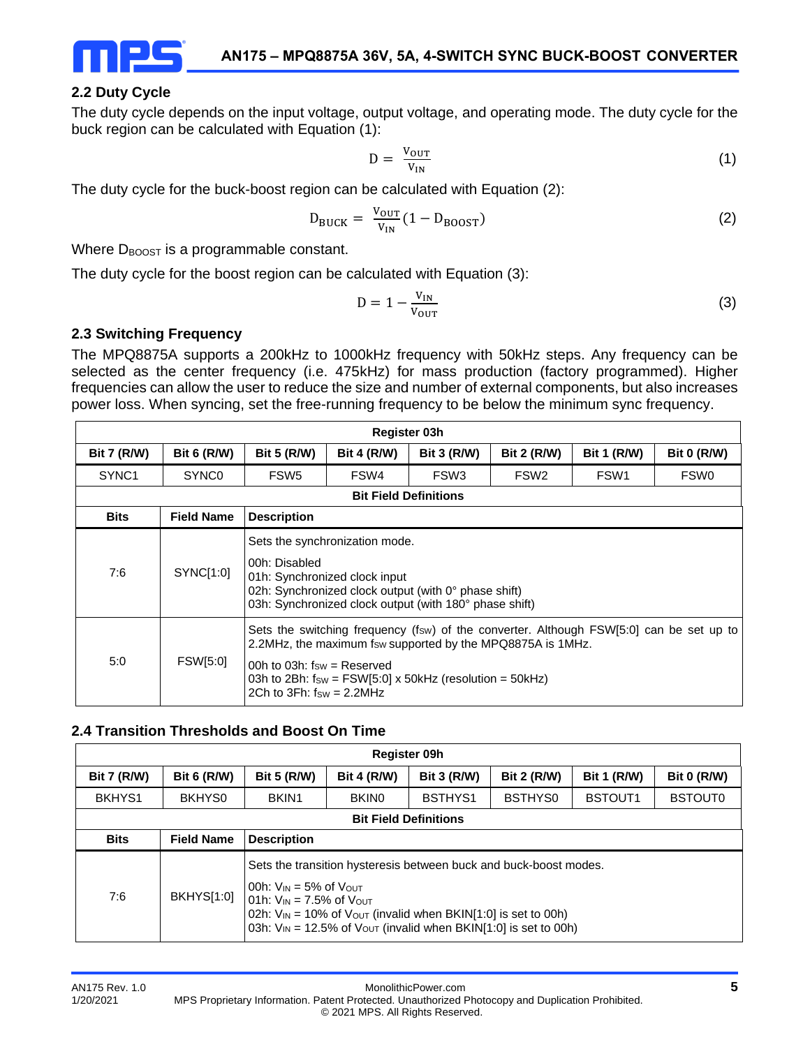### 2.2 Duty Cycle

The duty cycle depends on the input voltage, output voltage, and operating mode. The duty cycle for the buck region can be calculated with Equation (1):

$$D = \frac{V_{OUT}}{V_{IN}} \tag{1}$$

The duty cycle for the buck-boost region can be calculated with Equation (2):

$$D_{BUCK} = \frac{V_{OUT}}{V_{IN}}(1 - D_{BOOST}) \tag{2}$$

Where $D_{BOOST}$ is a programmable constant.

The duty cycle for the boost region can be calculated with Equation (3):

$$D = 1 - \frac{V_{IN}}{V_{OUT}} \tag{3}$$

### 2.3 Switching Frequency

The MPQ8875A supports a 200kHz to 1000kHz frequency with 50kHz steps. Any frequency can be selected as the center frequency (i.e. 475kHz) for mass production (factory programmed). Higher frequencies can allow the user to reduce the size and number of external components, but also increases power loss. When syncing, set the free-running frequency to be below the minimum sync frequency.

| Register 03h | | | | | | | |
|---|---|---|---|---|---|---|---|
| **Bit 7 (R/W)** | **Bit 6 (R/W)** | **Bit 5 (R/W)** | **Bit 4 (R/W)** | **Bit 3 (R/W)** | **Bit 2 (R/W)** | **Bit 1 (R/W)** | **Bit 0 (R/W)** |
| SYNC1 | SYNC0 | FSW5 | FSW4 | FSW3 | FSW2 | FSW1 | FSW0 |

**Bit Field Definitions**

| Bits | Field Name | Description |
|---|---|---|
| 7:6 | SYNC[1:0] | Sets the synchronization mode.<br><br>00h: Disabled<br>01h: Synchronized clock input<br>02h: Synchronized clock output (with 0° phase shift)<br>03h: Synchronized clock output (with 180° phase shift) |
| 5:0 | FSW[5:0] | Sets the switching frequency ($f_{SW}$) of the converter. Although FSW[5:0] can be set up to 2.2MHz, the maximum $f_{SW}$ supported by the MPQ8875A is 1MHz.<br><br>00h to 03h: $f_{SW}$ = Reserved<br>03h to 2Bh: $f_{SW}$ = FSW[5:0] x 50kHz (resolution = 50kHz)<br>2Ch to 3Fh: $f_{SW}$ = 2.2MHz |

### 2.4 Transition Thresholds and Boost On Time

| Register 09h | | | | | | | |
|---|---|---|---|---|---|---|---|
| **Bit 7 (R/W)** | **Bit 6 (R/W)** | **Bit 5 (R/W)** | **Bit 4 (R/W)** | **Bit 3 (R/W)** | **Bit 2 (R/W)** | **Bit 1 (R/W)** | **Bit 0 (R/W)** |
| BKHYS1 | BKHYS0 | BKIN1 | BKIN0 | BSTHYS1 | BSTHYS0 | BSTOUT1 | BSTOUT0 |

**Bit Field Definitions**

| Bits | Field Name | Description |
|---|---|---|
| 7:6 | BKHYS[1:0] | Sets the transition hysteresis between buck and buck-boost modes.<br><br>00h: $V_{IN}$ = 5% of $V_{OUT}$<br>01h: $V_{IN}$ = 7.5% of $V_{OUT}$<br>02h: $V_{IN}$ = 10% of $V_{OUT}$ (invalid when BKIN[1:0] is set to 00h)<br>03h: $V_{IN}$ = 12.5% of $V_{OUT}$ (invalid when BKIN[1:0] is set to 00h) |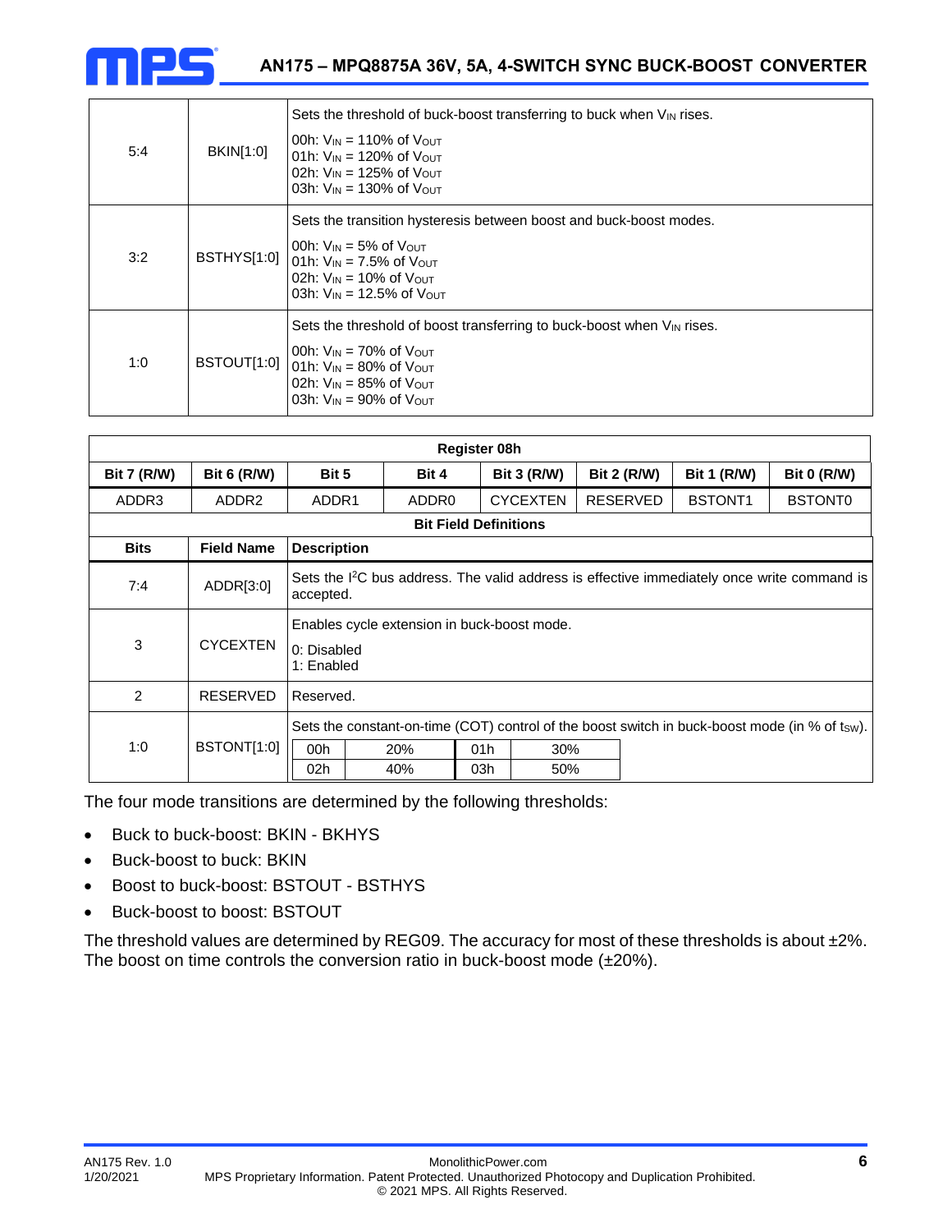| Bits | Field Name | Description |
|---|---|---|
| 5:4 | BKIN[1:0] | Sets the threshold of buck-boost transferring to buck when $V_{IN}$ rises.<br>00h: $V_{IN}$ = 110% of $V_{OUT}$<br>01h: $V_{IN}$ = 120% of $V_{OUT}$<br>02h: $V_{IN}$ = 125% of $V_{OUT}$<br>03h: $V_{IN}$ = 130% of $V_{OUT}$ |
| 3:2 | BSTHYS[1:0] | Sets the transition hysteresis between boost and buck-boost modes.<br>00h: $V_{IN}$ = 5% of $V_{OUT}$<br>01h: $V_{IN}$ = 7.5% of $V_{OUT}$<br>02h: $V_{IN}$ = 10% of $V_{OUT}$<br>03h: $V_{IN}$ = 12.5% of $V_{OUT}$ |
| 1:0 | BSTOUT[1:0] | Sets the threshold of boost transferring to buck-boost when $V_{IN}$ rises.<br>00h: $V_{IN}$ = 70% of $V_{OUT}$<br>01h: $V_{IN}$ = 80% of $V_{OUT}$<br>02h: $V_{IN}$ = 85% of $V_{OUT}$<br>03h: $V_{IN}$ = 90% of $V_{OUT}$ |

| Register 08h | | | | | | | |
|---|---|---|---|---|---|---|---|
| **Bit 7 (R/W)** | **Bit 6 (R/W)** | **Bit 5** | **Bit 4** | **Bit 3 (R/W)** | **Bit 2 (R/W)** | **Bit 1 (R/W)** | **Bit 0 (R/W)** |
| ADDR3 | ADDR2 | ADDR1 | ADDR0 | CYCEXTEN | RESERVED | BSTONT1 | BSTONT0 |

**Bit Field Definitions**

| Bits | Field Name | Description |
|---|---|---|
| 7:4 | ADDR[3:0] | Sets the I²C bus address. The valid address is effective immediately once write command is accepted. |
| 3 | CYCEXTEN | Enables cycle extension in buck-boost mode.<br>0: Disabled<br>1: Enabled |
| 2 | RESERVED | Reserved. |
| 1:0 | BSTONT[1:0] | Sets the constant-on-time (COT) control of the boost switch in buck-boost mode (in % of $t_{SW}$).<br>00h: 20%, 01h: 30%<br>02h: 40%, 03h: 50% |

The four mode transitions are determined by the following thresholds:

- Buck to buck-boost: BKIN - BKHYS
- Buck-boost to buck: BKIN
- Boost to buck-boost: BSTOUT - BSTHYS
- Buck-boost to boost: BSTOUT

The threshold values are determined by REG09. The accuracy for most of these thresholds is about ±2%. The boost on time controls the conversion ratio in buck-boost mode (±20%).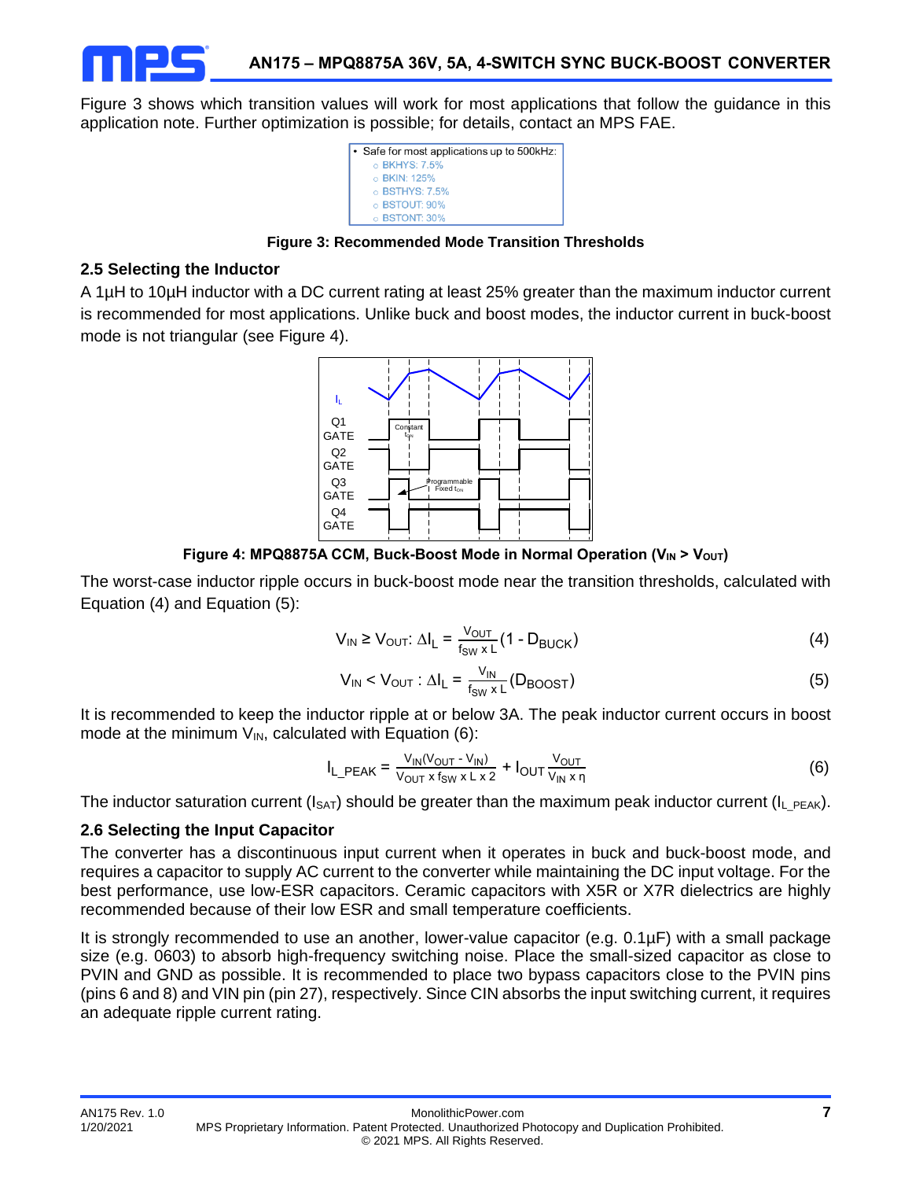Figure 3 shows which transition values will work for most applications that follow the guidance in this application note. Further optimization is possible; for details, contact an MPS FAE.

- Safe for most applications up to 500kHz:
  - BKHYS: 7.5%
  - BKIN: 125%
  - BSTHYS: 7.5%
  - BSTOUT: 90%
  - BSTONT: 30%

**Figure 3: Recommended Mode Transition Thresholds**

### 2.5 Selecting the Inductor

A 1µH to 10µH inductor with a DC current rating at least 25% greater than the maximum inductor current is recommended for most applications. Unlike buck and boost modes, the inductor current in buck-boost mode is not triangular (see Figure 4).

**Figure 4: MPQ8875A CCM, Buck-Boost Mode in Normal Operation ($V_{IN}$ > $V_{OUT}$)**

The worst-case inductor ripple occurs in buck-boost mode near the transition thresholds, calculated with Equation (4) and Equation (5):

$$V_{IN} \geq V_{OUT}: \Delta I_L = \frac{V_{OUT}}{f_{SW} \times L}(1 - D_{BUCK}) \quad (4)$$

$$V_{IN} < V_{OUT}: \Delta I_L = \frac{V_{IN}}{f_{SW} \times L}(D_{BOOST}) \quad (5)$$

It is recommended to keep the inductor ripple at or below 3A. The peak inductor current occurs in boost mode at the minimum $V_{IN}$, calculated with Equation (6):

$$I_{L\_PEAK} = \frac{V_{IN}(V_{OUT} - V_{IN})}{V_{OUT} \times f_{SW} \times L \times 2} + I_{OUT}\frac{V_{OUT}}{V_{IN} \times \eta} \quad (6)$$

The inductor saturation current ($I_{SAT}$) should be greater than the maximum peak inductor current ($I_{L\_PEAK}$).

### 2.6 Selecting the Input Capacitor

The converter has a discontinuous input current when it operates in buck and buck-boost mode, and requires a capacitor to supply AC current to the converter while maintaining the DC input voltage. For the best performance, use low-ESR capacitors. Ceramic capacitors with X5R or X7R dielectrics are highly recommended because of their low ESR and small temperature coefficients.

It is strongly recommended to use an another, lower-value capacitor (e.g. 0.1µF) with a small package size (e.g. 0603) to absorb high-frequency switching noise. Place the small-sized capacitor as close to PVIN and GND as possible. It is recommended to place two bypass capacitors close to the PVIN pins (pins 6 and 8) and VIN pin (pin 27), respectively. Since CIN absorbs the input switching current, it requires an adequate ripple current rating.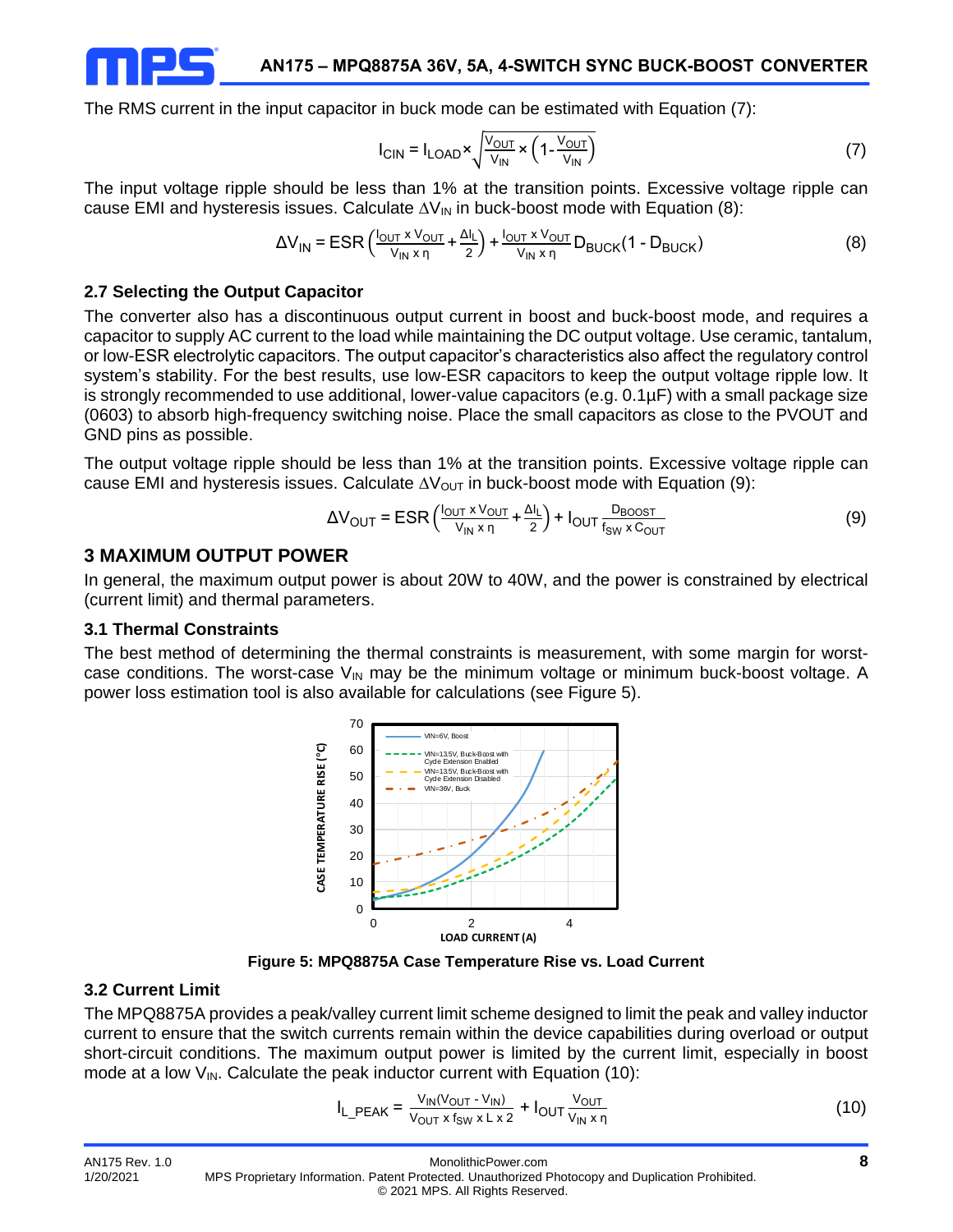The RMS current in the input capacitor in buck mode can be estimated with Equation (7):

$$I_{CIN} = I_{LOAD} \times \sqrt{\frac{V_{OUT}}{V_{IN}} \times \left(1 - \frac{V_{OUT}}{V_{IN}}\right)} \tag{7}$$

The input voltage ripple should be less than 1% at the transition points. Excessive voltage ripple can cause EMI and hysteresis issues. Calculate $\Delta V_{IN}$ in buck-boost mode with Equation (8):

$$\Delta V_{IN} = ESR\left(\frac{I_{OUT} \times V_{OUT}}{V_{IN} \times \eta} + \frac{\Delta I_L}{2}\right) + \frac{I_{OUT} \times V_{OUT}}{V_{IN} \times \eta} D_{BUCK}(1 - D_{BUCK}) \tag{8}$$

### 2.7 Selecting the Output Capacitor

The converter also has a discontinuous output current in boost and buck-boost mode, and requires a capacitor to supply AC current to the load while maintaining the DC output voltage. Use ceramic, tantalum, or low-ESR electrolytic capacitors. The output capacitor's characteristics also affect the regulatory control system's stability. For the best results, use low-ESR capacitors to keep the output voltage ripple low. It is strongly recommended to use additional, lower-value capacitors (e.g. 0.1µF) with a small package size (0603) to absorb high-frequency switching noise. Place the small capacitors as close to the PVOUT and GND pins as possible.

The output voltage ripple should be less than 1% at the transition points. Excessive voltage ripple can cause EMI and hysteresis issues. Calculate $\Delta V_{OUT}$ in buck-boost mode with Equation (9):

$$\Delta V_{OUT} = ESR\left(\frac{I_{OUT} \times V_{OUT}}{V_{IN} \times \eta} + \frac{\Delta I_L}{2}\right) + I_{OUT} \frac{D_{BOOST}}{f_{SW} \times C_{OUT}} \tag{9}$$

## 3 MAXIMUM OUTPUT POWER

In general, the maximum output power is about 20W to 40W, and the power is constrained by electrical (current limit) and thermal parameters.

### 3.1 Thermal Constraints

The best method of determining the thermal constraints is measurement, with some margin for worst-case conditions. The worst-case $V_{IN}$ may be the minimum voltage or minimum buck-boost voltage. A power loss estimation tool is also available for calculations (see Figure 5).

**Figure 5: MPQ8875A Case Temperature Rise vs. Load Current**

### 3.2 Current Limit

The MPQ8875A provides a peak/valley current limit scheme designed to limit the peak and valley inductor current to ensure that the switch currents remain within the device capabilities during overload or output short-circuit conditions. The maximum output power is limited by the current limit, especially in boost mode at a low $V_{IN}$. Calculate the peak inductor current with Equation (10):

$$I_{L\_PEAK} = \frac{V_{IN}(V_{OUT} - V_{IN})}{V_{OUT} \times f_{SW} \times L \times 2} + I_{OUT} \frac{V_{OUT}}{V_{IN} \times \eta} \tag{10}$$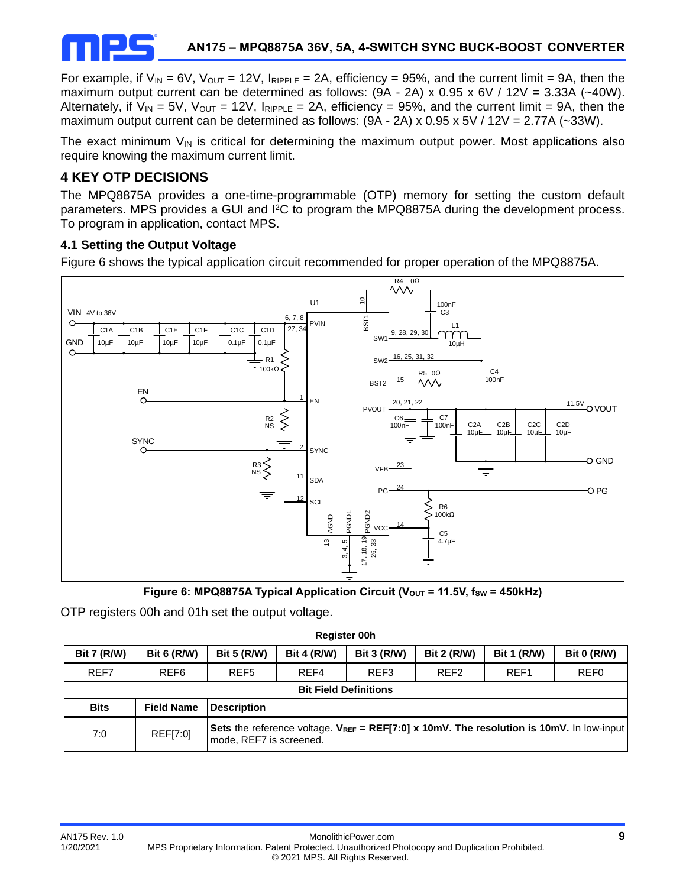For example, if $V_{IN}$ = 6V, $V_{OUT}$ = 12V, $I_{RIPPLE}$ = 2A, efficiency = 95%, and the current limit = 9A, then the maximum output current can be determined as follows: (9A - 2A) x 0.95 x 6V / 12V = 3.33A (~40W). Alternately, if $V_{IN}$ = 5V, $V_{OUT}$ = 12V, $I_{RIPPLE}$ = 2A, efficiency = 95%, and the current limit = 9A, then the maximum output current can be determined as follows: (9A - 2A) x 0.95 x 5V / 12V = 2.77A (~33W).

The exact minimum $V_{IN}$ is critical for determining the maximum output power. Most applications also require knowing the maximum current limit.

## 4 KEY OTP DECISIONS

The MPQ8875A provides a one-time-programmable (OTP) memory for setting the custom default parameters. MPS provides a GUI and I²C to program the MPQ8875A during the development process. To program in application, contact MPS.

### 4.1 Setting the Output Voltage

Figure 6 shows the typical application circuit recommended for proper operation of the MPQ8875A.

**Figure 6: MPQ8875A Typical Application Circuit ($V_{OUT}$ = 11.5V, $f_{SW}$ = 450kHz)**

OTP registers 00h and 01h set the output voltage.

| Register 00h | | | | | | | |
|---|---|---|---|---|---|---|---|
| **Bit 7 (R/W)** | **Bit 6 (R/W)** | **Bit 5 (R/W)** | **Bit 4 (R/W)** | **Bit 3 (R/W)** | **Bit 2 (R/W)** | **Bit 1 (R/W)** | **Bit 0 (R/W)** |
| REF7 | REF6 | REF5 | REF4 | REF3 | REF2 | REF1 | REF0 |
| **Bit Field Definitions** | | | | | | | |
| **Bits** | **Field Name** | **Description** | | | | | |
| 7:0 | REF[7:0] | **Sets** the reference voltage. **$V_{REF}$ = REF[7:0] x 10mV. The resolution is 10mV.** In low-input mode, REF7 is screened. | | | | | |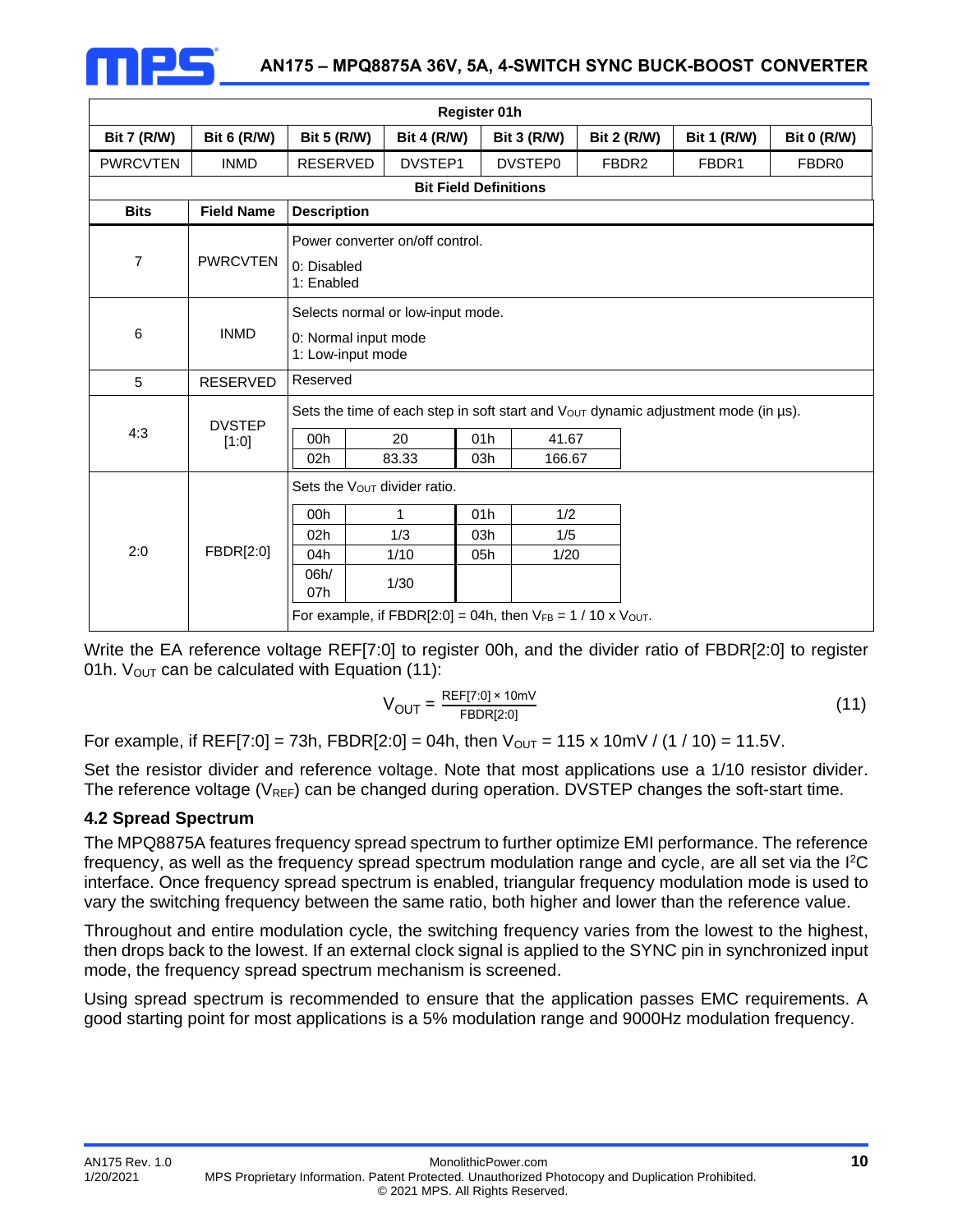| Register 01h | | | | | | | |
|---|---|---|---|---|---|---|---|
| Bit 7 (R/W) | Bit 6 (R/W) | Bit 5 (R/W) | Bit 4 (R/W) | Bit 3 (R/W) | Bit 2 (R/W) | Bit 1 (R/W) | Bit 0 (R/W) |
| PWRCVTEN | INMD | RESERVED | DVSTEP1 | DVSTEP0 | FBDR2 | FBDR1 | FBDR0 |

**Bit Field Definitions**

| Bits | Field Name | Description |
|---|---|---|
| 7 | PWRCVTEN | Power converter on/off control.<br>0: Disabled<br>1: Enabled |
| 6 | INMD | Selects normal or low-input mode.<br>0: Normal input mode<br>1: Low-input mode |
| 5 | RESERVED | Reserved |
| 4:3 | DVSTEP [1:0] | Sets the time of each step in soft start and $V_{OUT}$ dynamic adjustment mode (in µs).<br>00h: 20; 01h: 41.67<br>02h: 83.33; 03h: 166.67 |
| 2:0 | FBDR[2:0] | Sets the $V_{OUT}$ divider ratio.<br>00h: 1; 01h: 1/2<br>02h: 1/3; 03h: 1/5<br>04h: 1/10; 05h: 1/20<br>06h/07h: 1/30<br>For example, if FBDR[2:0] = 04h, then $V_{FB}$ = 1 / 10 x $V_{OUT}$. |

Write the EA reference voltage REF[7:0] to register 00h, and the divider ratio of FBDR[2:0] to register 01h. $V_{OUT}$ can be calculated with Equation (11):

$$V_{OUT} = \frac{REF[7:0] \times 10mV}{FBDR[2:0]} \tag{11}$$

For example, if REF[7:0] = 73h, FBDR[2:0] = 04h, then $V_{OUT}$ = 115 x 10mV / (1 / 10) = 11.5V.

Set the resistor divider and reference voltage. Note that most applications use a 1/10 resistor divider. The reference voltage ($V_{REF}$) can be changed during operation. DVSTEP changes the soft-start time.

### 4.2 Spread Spectrum

The MPQ8875A features frequency spread spectrum to further optimize EMI performance. The reference frequency, as well as the frequency spread spectrum modulation range and cycle, are all set via the $I^2C$ interface. Once frequency spread spectrum is enabled, triangular frequency modulation mode is used to vary the switching frequency between the same ratio, both higher and lower than the reference value.

Throughout and entire modulation cycle, the switching frequency varies from the lowest to the highest, then drops back to the lowest. If an external clock signal is applied to the SYNC pin in synchronized input mode, the frequency spread spectrum mechanism is screened.

Using spread spectrum is recommended to ensure that the application passes EMC requirements. A good starting point for most applications is a 5% modulation range and 9000Hz modulation frequency.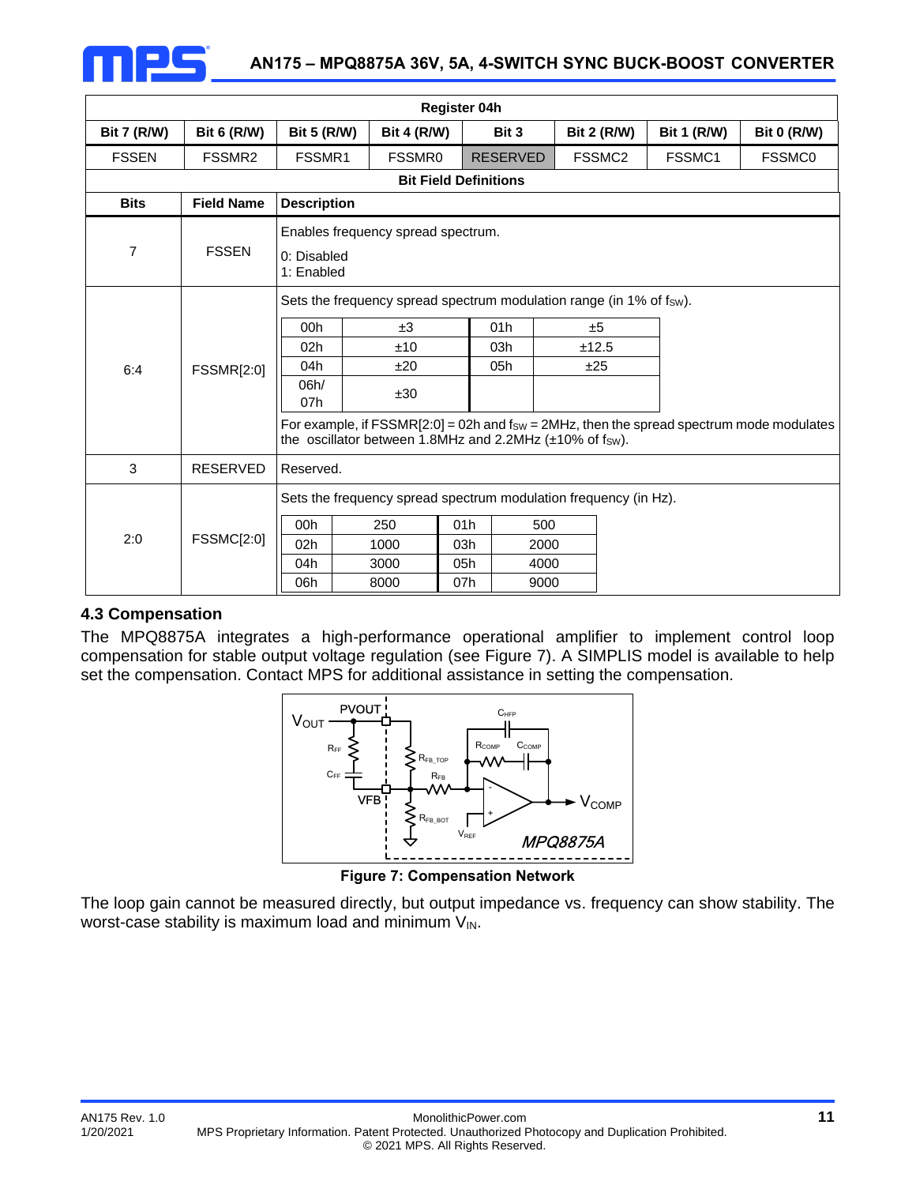| Register 04h | | | | | | | |
|---|---|---|---|---|---|---|---|
| Bit 7 (R/W) | Bit 6 (R/W) | Bit 5 (R/W) | Bit 4 (R/W) | Bit 3 | Bit 2 (R/W) | Bit 1 (R/W) | Bit 0 (R/W) |
| FSSEN | FSSMR2 | FSSMR1 | FSSMR0 | RESERVED | FSSMC2 | FSSMC1 | FSSMC0 |

**Bit Field Definitions**

| Bits | Field Name | Description |
|---|---|---|
| 7 | FSSEN | Enables frequency spread spectrum.<br>0: Disabled<br>1: Enabled |
| 6:4 | FSSMR[2:0] | Sets the frequency spread spectrum modulation range (in 1% of $f_{SW}$).<br>00h: ±3; 01h: ±5<br>02h: ±10; 03h: ±12.5<br>04h: ±20; 05h: ±25<br>06h/07h: ±30<br>For example, if FSSMR[2:0] = 02h and $f_{SW}$ = 2MHz, then the spread spectrum mode modulates the oscillator between 1.8MHz and 2.2MHz (±10% of $f_{SW}$). |
| 3 | RESERVED | Reserved. |
| 2:0 | FSSMC[2:0] | Sets the frequency spread spectrum modulation frequency (in Hz).<br>00h: 250; 01h: 500<br>02h: 1000; 03h: 2000<br>04h: 3000; 05h: 4000<br>06h: 8000; 07h: 9000 |

### 4.3 Compensation

The MPQ8875A integrates a high-performance operational amplifier to implement control loop compensation for stable output voltage regulation (see Figure 7). A SIMPLIS model is available to help set the compensation. Contact MPS for additional assistance in setting the compensation.

**Figure 7: Compensation Network**

The loop gain cannot be measured directly, but output impedance vs. frequency can show stability. The worst-case stability is maximum load and minimum $V_{IN}$.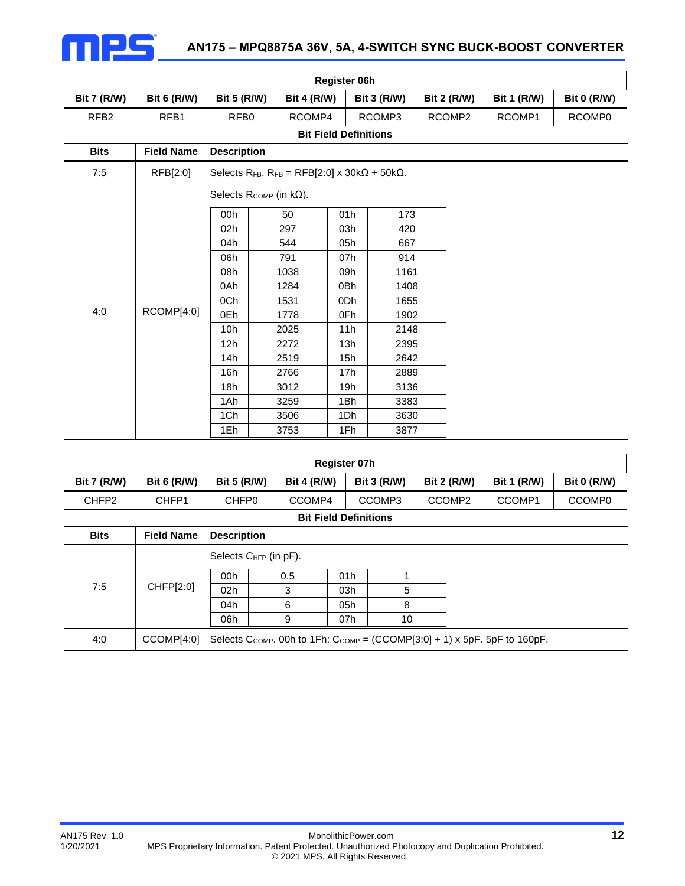| Register 06h | | | | | | | |
|---|---|---|---|---|---|---|---|
| **Bit 7 (R/W)** | **Bit 6 (R/W)** | **Bit 5 (R/W)** | **Bit 4 (R/W)** | **Bit 3 (R/W)** | **Bit 2 (R/W)** | **Bit 1 (R/W)** | **Bit 0 (R/W)** |
| RFB2 | RFB1 | RFB0 | RCOMP4 | RCOMP3 | RCOMP2 | RCOMP1 | RCOMP0 |

**Bit Field Definitions**

| Bits | Field Name | Description |
|---|---|---|
| 7:5 | RFB[2:0] | Selects $R_{FB}$. $R_{FB}$ = RFB[2:0] x 30kΩ + 50kΩ. |
| 4:0 | RCOMP[4:0] | Selects $R_{COMP}$ (in kΩ). See table below. |

| Code | $R_{COMP}$ (kΩ) | Code | $R_{COMP}$ (kΩ) |
|---|---|---|---|
| 00h | 50 | 01h | 173 |
| 02h | 297 | 03h | 420 |
| 04h | 544 | 05h | 667 |
| 06h | 791 | 07h | 914 |
| 08h | 1038 | 09h | 1161 |
| 0Ah | 1284 | 0Bh | 1408 |
| 0Ch | 1531 | 0Dh | 1655 |
| 0Eh | 1778 | 0Fh | 1902 |
| 10h | 2025 | 11h | 2148 |
| 12h | 2272 | 13h | 2395 |
| 14h | 2519 | 15h | 2642 |
| 16h | 2766 | 17h | 2889 |
| 18h | 3012 | 19h | 3136 |
| 1Ah | 3259 | 1Bh | 3383 |
| 1Ch | 3506 | 1Dh | 3630 |
| 1Eh | 3753 | 1Fh | 3877 |

| Register 07h | | | | | | | |
|---|---|---|---|---|---|---|---|
| **Bit 7 (R/W)** | **Bit 6 (R/W)** | **Bit 5 (R/W)** | **Bit 4 (R/W)** | **Bit 3 (R/W)** | **Bit 2 (R/W)** | **Bit 1 (R/W)** | **Bit 0 (R/W)** |
| CHFP2 | CHFP1 | CHFP0 | CCOMP4 | CCOMP3 | CCOMP2 | CCOMP1 | CCOMP0 |

**Bit Field Definitions**

| Bits | Field Name | Description |
|---|---|---|
| 7:5 | CHFP[2:0] | Selects $C_{HFP}$ (in pF). See table below. |
| 4:0 | CCOMP[4:0] | Selects $C_{COMP}$. 00h to 1Fh: $C_{COMP}$ = (CCOMP[3:0] + 1) x 5pF. 5pF to 160pF. |

| Code | $C_{HFP}$ (pF) | Code | $C_{HFP}$ (pF) |
|---|---|---|---|
| 00h | 0.5 | 01h | 1 |
| 02h | 3 | 03h | 5 |
| 04h | 6 | 05h | 8 |
| 06h | 9 | 07h | 10 |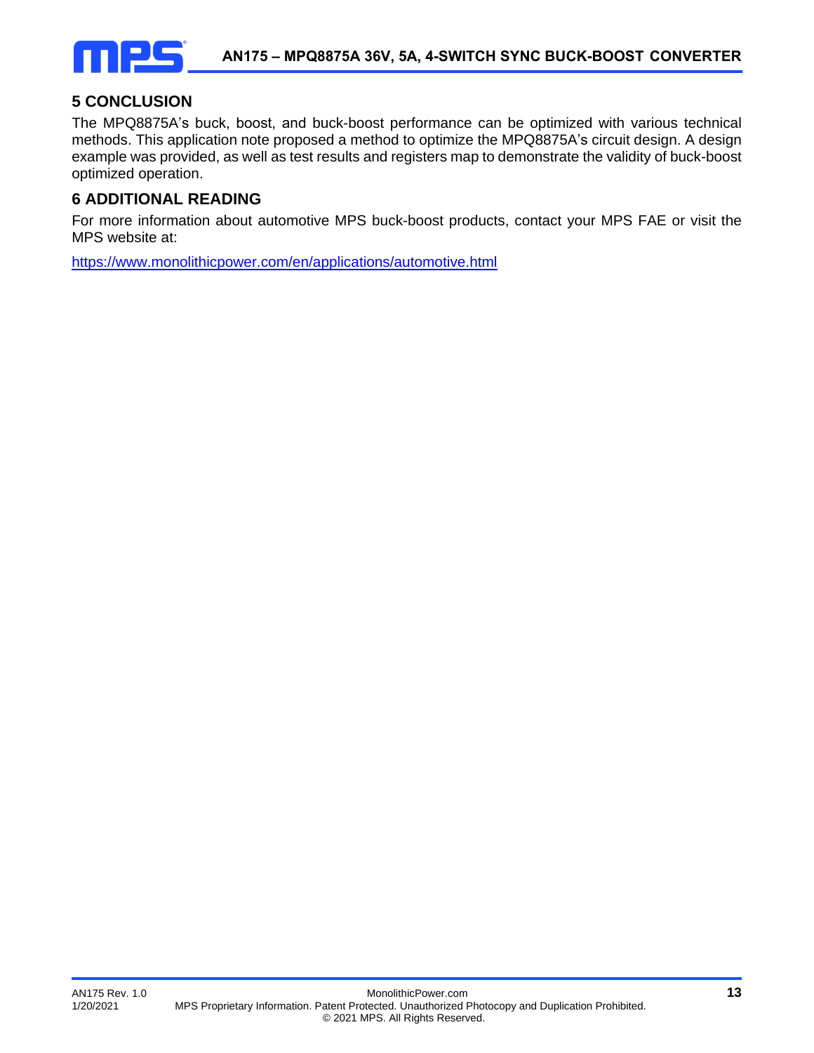## 5 CONCLUSION

The MPQ8875A's buck, boost, and buck-boost performance can be optimized with various technical methods. This application note proposed a method to optimize the MPQ8875A's circuit design. A design example was provided, as well as test results and registers map to demonstrate the validity of buck-boost optimized operation.

## 6 ADDITIONAL READING

For more information about automotive MPS buck-boost products, contact your MPS FAE or visit the MPS website at:

https://www.monolithicpower.com/en/applications/automotive.html